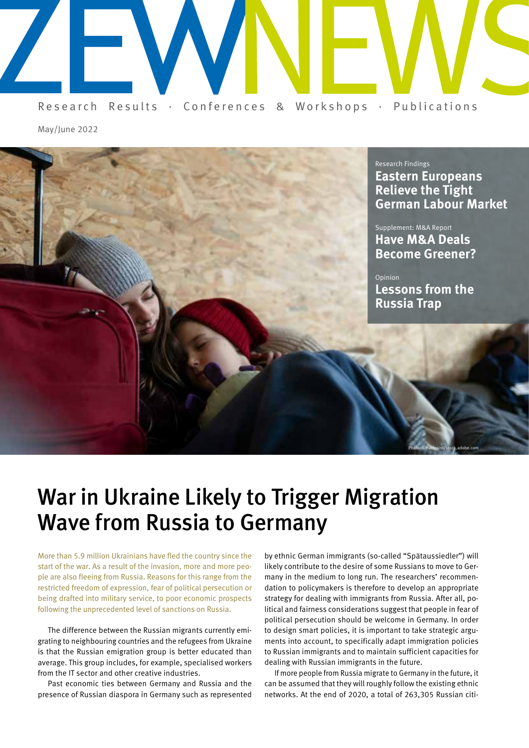# ZEWNEWS

Research Results · Conferences & Workshops · Publications

May/June 2022

Research Findings
**Eastern Europeans Relieve the Tight German Labour Market**

Supplement: M&A Report
**Have M&A Deals Become Greener?**

Opinion
**Lessons from the Russia Trap**

Photo: ©Halfpoint/stock.adobe.com

# War in Ukraine Likely to Trigger Migration Wave from Russia to Germany

More than 5.9 million Ukrainians have fled the country since the start of the war. As a result of the invasion, more and more people are also fleeing from Russia. Reasons for this range from the restricted freedom of expression, fear of political persecution or being drafted into military service, to poor economic prospects following the unprecedented level of sanctions on Russia.

The difference between the Russian migrants currently emigrating to neighbouring countries and the refugees from Ukraine is that the Russian emigration group is better educated than average. This group includes, for example, specialised workers from the IT sector and other creative industries.

Past economic ties between Germany and Russia and the presence of Russian diaspora in Germany such as represented by ethnic German immigrants (so-called "Spätaussiedler") will likely contribute to the desire of some Russians to move to Germany in the medium to long run. The researchers' recommendation to policymakers is therefore to develop an appropriate strategy for dealing with immigrants from Russia. After all, political and fairness considerations suggest that people in fear of political persecution should be welcome in Germany. In order to design smart policies, it is important to take strategic arguments into account, to specifically adapt immigration policies to Russian immigrants and to maintain sufficient capacities for dealing with Russian immigrants in the future.

If more people from Russia migrate to Germany in the future, it can be assumed that they will roughly follow the existing ethnic networks. At the end of 2020, a total of 263,305 Russian citi-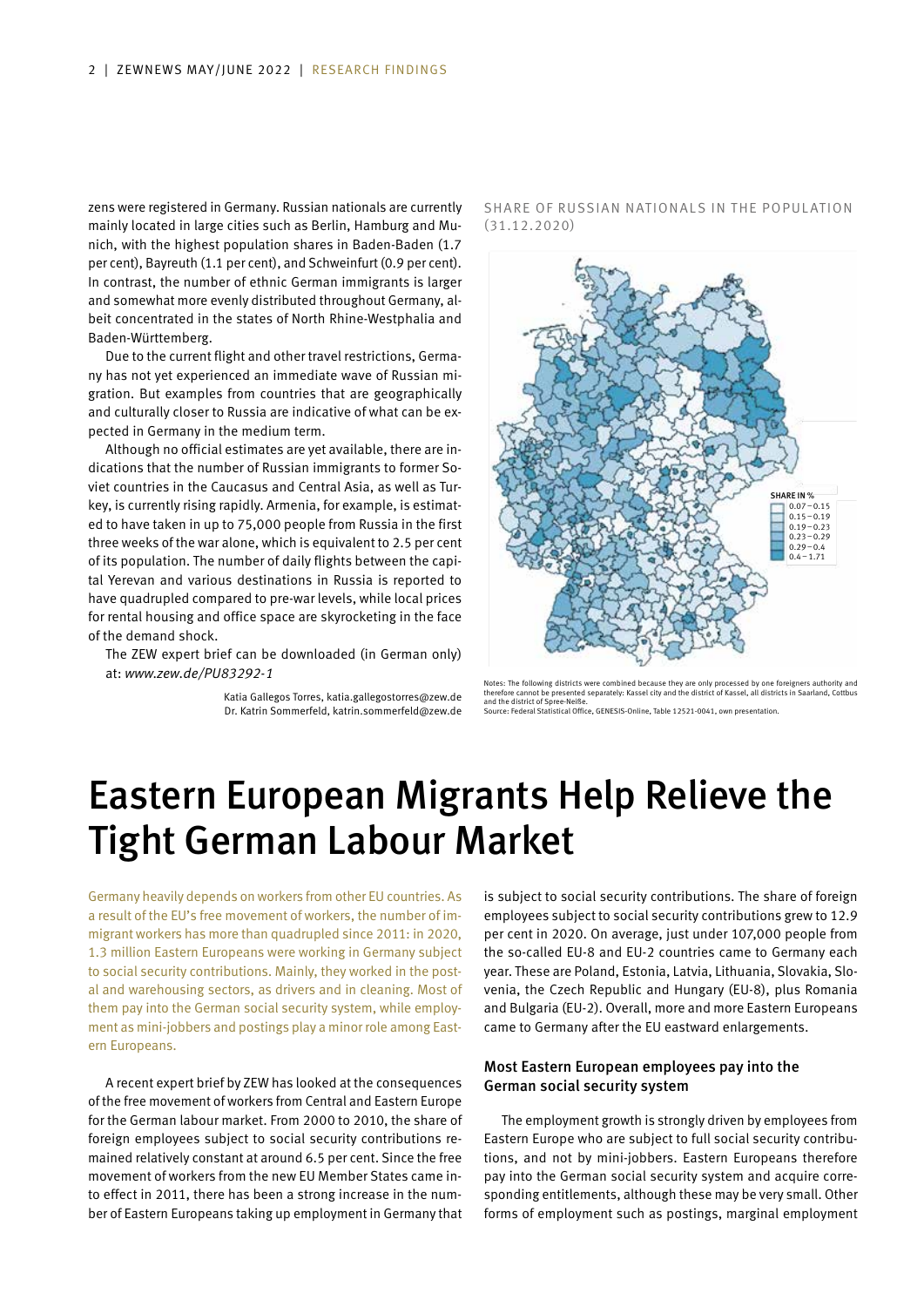zens were registered in Germany. Russian nationals are currently mainly located in large cities such as Berlin, Hamburg and Munich, with the highest population shares in Baden-Baden (1.7 per cent), Bayreuth (1.1 per cent), and Schweinfurt (0.9 per cent). In contrast, the number of ethnic German immigrants is larger and somewhat more evenly distributed throughout Germany, albeit concentrated in the states of North Rhine-Westphalia and Baden-Württemberg.

Due to the current flight and other travel restrictions, Germany has not yet experienced an immediate wave of Russian migration. But examples from countries that are geographically and culturally closer to Russia are indicative of what can be expected in Germany in the medium term.

Although no official estimates are yet available, there are indications that the number of Russian immigrants to former Soviet countries in the Caucasus and Central Asia, as well as Turkey, is currently rising rapidly. Armenia, for example, is estimated to have taken in up to 75,000 people from Russia in the first three weeks of the war alone, which is equivalent to 2.5 per cent of its population. The number of daily flights between the capital Yerevan and various destinations in Russia is reported to have quadrupled compared to pre-war levels, while local prices for rental housing and office space are skyrocketing in the face of the demand shock.

The ZEW expert brief can be downloaded (in German only) at: *www.zew.de/PU83292-1*

Katia Gallegos Torres, katia.gallegostorres@zew.de
Dr. Katrin Sommerfeld, katrin.sommerfeld@zew.de

SHARE OF RUSSIAN NATIONALS IN THE POPULATION (31.12.2020)

SHARE IN %
- 0.07 – 0.15
- 0.15 – 0.19
- 0.19 – 0.23
- 0.23 – 0.29
- 0.29 – 0.4
- 0.4 – 1.71

Notes: The following districts were combined because they are only processed by one foreigners authority and therefore cannot be presented separately: Kassel city and the district of Kassel, all districts in Saarland, Cottbus and the district of Spree-Neiße.
Source: Federal Statistical Office, GENESIS-Online, Table 12521-0041, own presentation.

# Eastern European Migrants Help Relieve the Tight German Labour Market

Germany heavily depends on workers from other EU countries. As a result of the EU's free movement of workers, the number of immigrant workers has more than quadrupled since 2011: in 2020, 1.3 million Eastern Europeans were working in Germany subject to social security contributions. Mainly, they worked in the postal and warehousing sectors, as drivers and in cleaning. Most of them pay into the German social security system, while employment as mini-jobbers and postings play a minor role among Eastern Europeans.

A recent expert brief by ZEW has looked at the consequences of the free movement of workers from Central and Eastern Europe for the German labour market. From 2000 to 2010, the share of foreign employees subject to social security contributions remained relatively constant at around 6.5 per cent. Since the free movement of workers from the new EU Member States came into effect in 2011, there has been a strong increase in the number of Eastern Europeans taking up employment in Germany that is subject to social security contributions. The share of foreign employees subject to social security contributions grew to 12.9 per cent in 2020. On average, just under 107,000 people from the so-called EU-8 and EU-2 countries came to Germany each year. These are Poland, Estonia, Latvia, Lithuania, Slovakia, Slovenia, the Czech Republic and Hungary (EU-8), plus Romania and Bulgaria (EU-2). Overall, more and more Eastern Europeans came to Germany after the EU eastward enlargements.

### Most Eastern European employees pay into the German social security system

The employment growth is strongly driven by employees from Eastern Europe who are subject to full social security contributions, and not by mini-jobbers. Eastern Europeans therefore pay into the German social security system and acquire corresponding entitlements, although these may be very small. Other forms of employment such as postings, marginal employment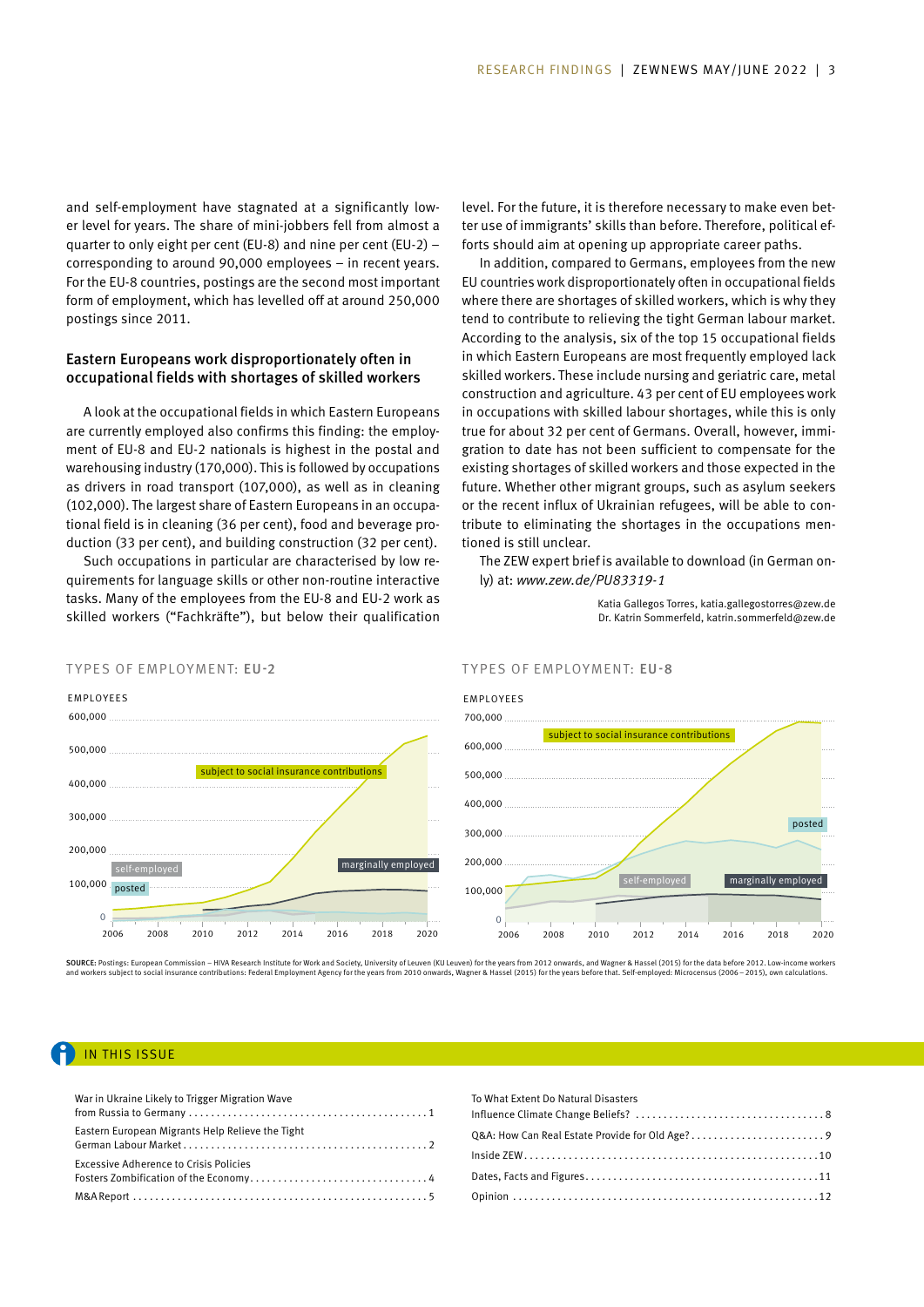and self-employment have stagnated at a significantly lower level for years. The share of mini-jobbers fell from almost a quarter to only eight per cent (EU-8) and nine per cent (EU-2) – corresponding to around 90,000 employees – in recent years. For the EU-8 countries, postings are the second most important form of employment, which has levelled off at around 250,000 postings since 2011.

### Eastern Europeans work disproportionately often in occupational fields with shortages of skilled workers

A look at the occupational fields in which Eastern Europeans are currently employed also confirms this finding: the employment of EU-8 and EU-2 nationals is highest in the postal and warehousing industry (170,000). This is followed by occupations as drivers in road transport (107,000), as well as in cleaning (102,000). The largest share of Eastern Europeans in an occupational field is in cleaning (36 per cent), food and beverage production (33 per cent), and building construction (32 per cent).

Such occupations in particular are characterised by low requirements for language skills or other non-routine interactive tasks. Many of the employees from the EU-8 and EU-2 work as skilled workers ("Fachkräfte"), but below their qualification level. For the future, it is therefore necessary to make even better use of immigrants' skills than before. Therefore, political efforts should aim at opening up appropriate career paths.

In addition, compared to Germans, employees from the new EU countries work disproportionately often in occupational fields where there are shortages of skilled workers, which is why they tend to contribute to relieving the tight German labour market. According to the analysis, six of the top 15 occupational fields in which Eastern Europeans are most frequently employed lack skilled workers. These include nursing and geriatric care, metal construction and agriculture. 43 per cent of EU employees work in occupations with skilled labour shortages, while this is only true for about 32 per cent of Germans. Overall, however, immigration to date has not been sufficient to compensate for the existing shortages of skilled workers and those expected in the future. Whether other migrant groups, such as asylum seekers or the recent influx of Ukrainian refugees, will be able to contribute to eliminating the shortages in the occupations mentioned is still unclear.

The ZEW expert brief is available to download (in German only) at: *www.zew.de/PU83319-1*

Katia Gallegos Torres, katia.gallegostorres@zew.de
Dr. Katrin Sommerfeld, katrin.sommerfeld@zew.de

TYPES OF EMPLOYMENT: **EU-2**

TYPES OF EMPLOYMENT: **EU-8**

**SOURCE:** Postings: European Commission – HIVA Research Institute for Work and Society, University of Leuven (KU Leuven) for the years from 2012 onwards, and Wagner & Hassel (2015) for the data before 2012. Low-income workers and workers subject to social insurance contributions: Federal Employment Agency for the years from 2010 onwards, Wagner & Hassel (2015) for the years before that. Self-employed: Microcensus (2006 – 2015), own calculations.

## IN THIS ISSUE

War in Ukraine Likely to Trigger Migration Wave from Russia to Germany . . . 1
Eastern European Migrants Help Relieve the Tight German Labour Market . . . 2
Excessive Adherence to Crisis Policies Fosters Zombification of the Economy . . . 4
M&A Report . . . 5
To What Extent Do Natural Disasters Influence Climate Change Beliefs? . . . 8
Q&A: How Can Real Estate Provide for Old Age? . . . 9
Inside ZEW . . . 10
Dates, Facts and Figures . . . 11
Opinion . . . 12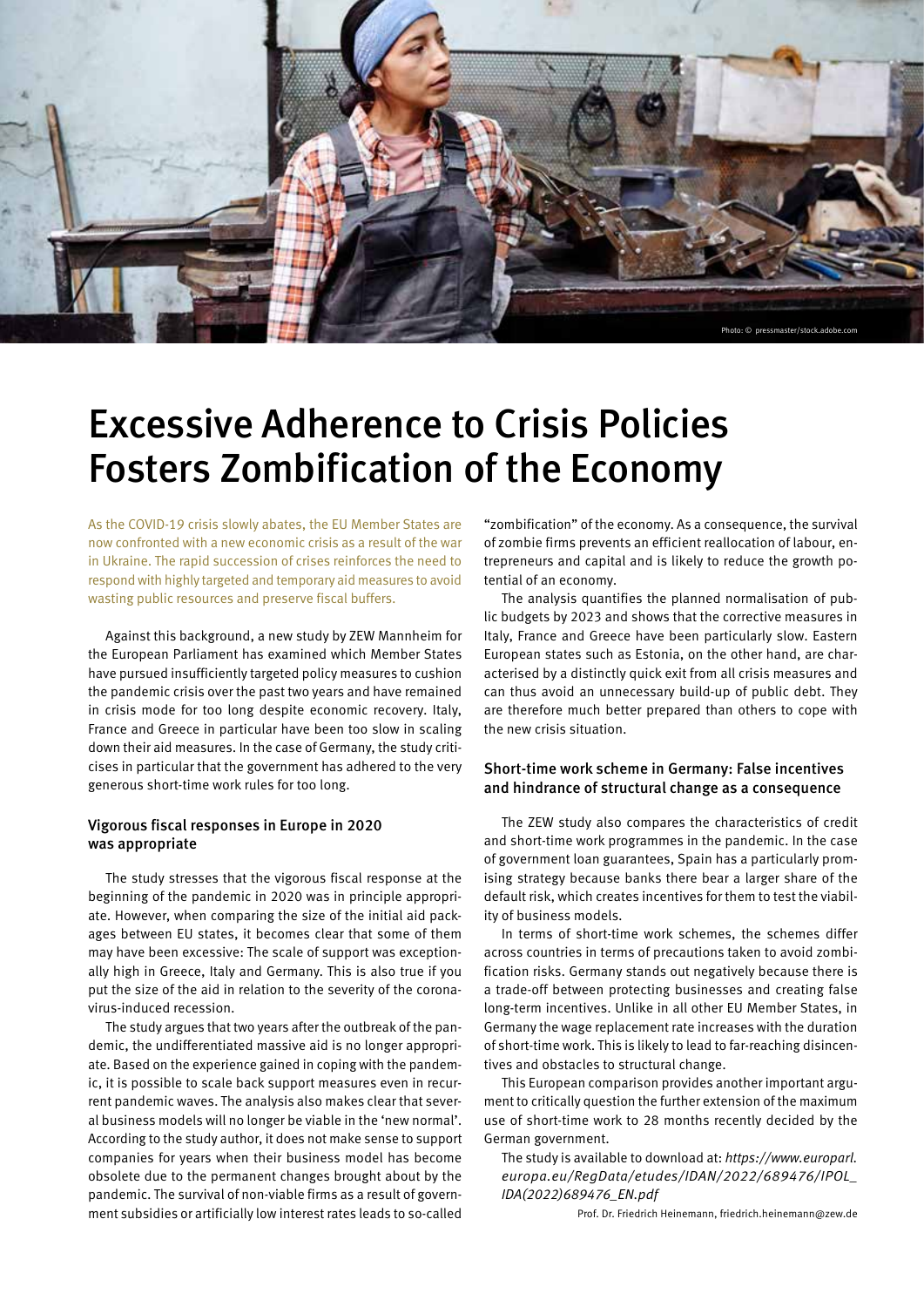# Excessive Adherence to Crisis Policies Fosters Zombification of the Economy

As the COVID-19 crisis slowly abates, the EU Member States are now confronted with a new economic crisis as a result of the war in Ukraine. The rapid succession of crises reinforces the need to respond with highly targeted and temporary aid measures to avoid wasting public resources and preserve fiscal buffers.

Against this background, a new study by ZEW Mannheim for the European Parliament has examined which Member States have pursued insufficiently targeted policy measures to cushion the pandemic crisis over the past two years and have remained in crisis mode for too long despite economic recovery. Italy, France and Greece in particular have been too slow in scaling down their aid measures. In the case of Germany, the study criticises in particular that the government has adhered to the very generous short-time work rules for too long.

### Vigorous fiscal responses in Europe in 2020 was appropriate

The study stresses that the vigorous fiscal response at the beginning of the pandemic in 2020 was in principle appropriate. However, when comparing the size of the initial aid packages between EU states, it becomes clear that some of them may have been excessive: The scale of support was exceptionally high in Greece, Italy and Germany. This is also true if you put the size of the aid in relation to the severity of the coronavirus-induced recession.

The study argues that two years after the outbreak of the pandemic, the undifferentiated massive aid is no longer appropriate. Based on the experience gained in coping with the pandemic, it is possible to scale back support measures even in recurrent pandemic waves. The analysis also makes clear that several business models will no longer be viable in the 'new normal'. According to the study author, it does not make sense to support companies for years when their business model has become obsolete due to the permanent changes brought about by the pandemic. The survival of non-viable firms as a result of government subsidies or artificially low interest rates leads to so-called "zombification" of the economy. As a consequence, the survival of zombie firms prevents an efficient reallocation of labour, entrepreneurs and capital and is likely to reduce the growth potential of an economy.

The analysis quantifies the planned normalisation of public budgets by 2023 and shows that the corrective measures in Italy, France and Greece have been particularly slow. Eastern European states such as Estonia, on the other hand, are characterised by a distinctly quick exit from all crisis measures and can thus avoid an unnecessary build-up of public debt. They are therefore much better prepared than others to cope with the new crisis situation.

### Short-time work scheme in Germany: False incentives and hindrance of structural change as a consequence

The ZEW study also compares the characteristics of credit and short-time work programmes in the pandemic. In the case of government loan guarantees, Spain has a particularly promising strategy because banks there bear a larger share of the default risk, which creates incentives for them to test the viability of business models.

In terms of short-time work schemes, the schemes differ across countries in terms of precautions taken to avoid zombification risks. Germany stands out negatively because there is a trade-off between protecting businesses and creating false long-term incentives. Unlike in all other EU Member States, in Germany the wage replacement rate increases with the duration of short-time work. This is likely to lead to far-reaching disincentives and obstacles to structural change.

This European comparison provides another important argument to critically question the further extension of the maximum use of short-time work to 28 months recently decided by the German government.

The study is available to download at: *https://www.europarl.europa.eu/RegData/etudes/IDAN/2022/689476/IPOL_IDA(2022)689476_EN.pdf*

Prof. Dr. Friedrich Heinemann, friedrich.heinemann@zew.de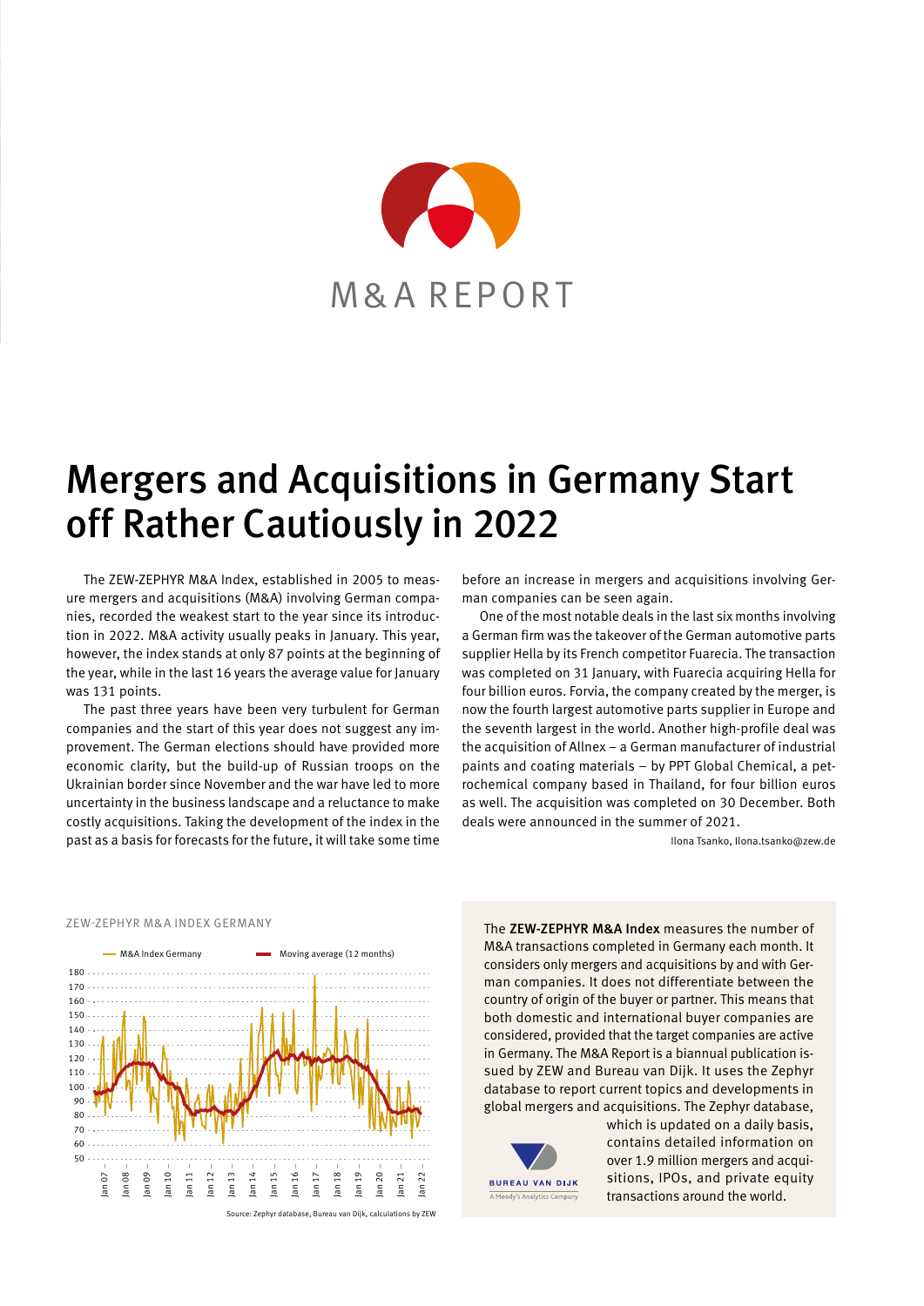M&A REPORT

# Mergers and Acquisitions in Germany Start off Rather Cautiously in 2022

The ZEW-ZEPHYR M&A Index, established in 2005 to measure mergers and acquisitions (M&A) involving German companies, recorded the weakest start to the year since its introduction in 2022. M&A activity usually peaks in January. This year, however, the index stands at only 87 points at the beginning of the year, while in the last 16 years the average value for January was 131 points.

The past three years have been very turbulent for German companies and the start of this year does not suggest any improvement. The German elections should have provided more economic clarity, but the build-up of Russian troops on the Ukrainian border since November and the war have led to more uncertainty in the business landscape and a reluctance to make costly acquisitions. Taking the development of the index in the past as a basis for forecasts for the future, it will take some time before an increase in mergers and acquisitions involving German companies can be seen again.

One of the most notable deals in the last six months involving a German firm was the takeover of the German automotive parts supplier Hella by its French competitor Fuarecia. The transaction was completed on 31 January, with Fuarecia acquiring Hella for four billion euros. Forvia, the company created by the merger, is now the fourth largest automotive parts supplier in Europe and the seventh largest in the world. Another high-profile deal was the acquisition of Allnex – a German manufacturer of industrial paints and coating materials – by PPT Global Chemical, a petrochemical company based in Thailand, for four billion euros as well. The acquisition was completed on 30 December. Both deals were announced in the summer of 2021.

Ilona Tsanko, Ilona.tsanko@zew.de

ZEW-ZEPHYR M&A INDEX GERMANY

Source: Zephyr database, Bureau van Dijk, calculations by ZEW

The **ZEW-ZEPHYR M&A Index** measures the number of M&A transactions completed in Germany each month. It considers only mergers and acquisitions by and with German companies. It does not differentiate between the country of origin of the buyer or partner. This means that both domestic and international buyer companies are considered, provided that the target companies are active in Germany. The M&A Report is a biannual publication issued by ZEW and Bureau van Dijk. It uses the Zephyr database to report current topics and developments in global mergers and acquisitions. The Zephyr database, which is updated on a daily basis, contains detailed information on over 1.9 million mergers and acquisitions, IPOs, and private equity transactions around the world.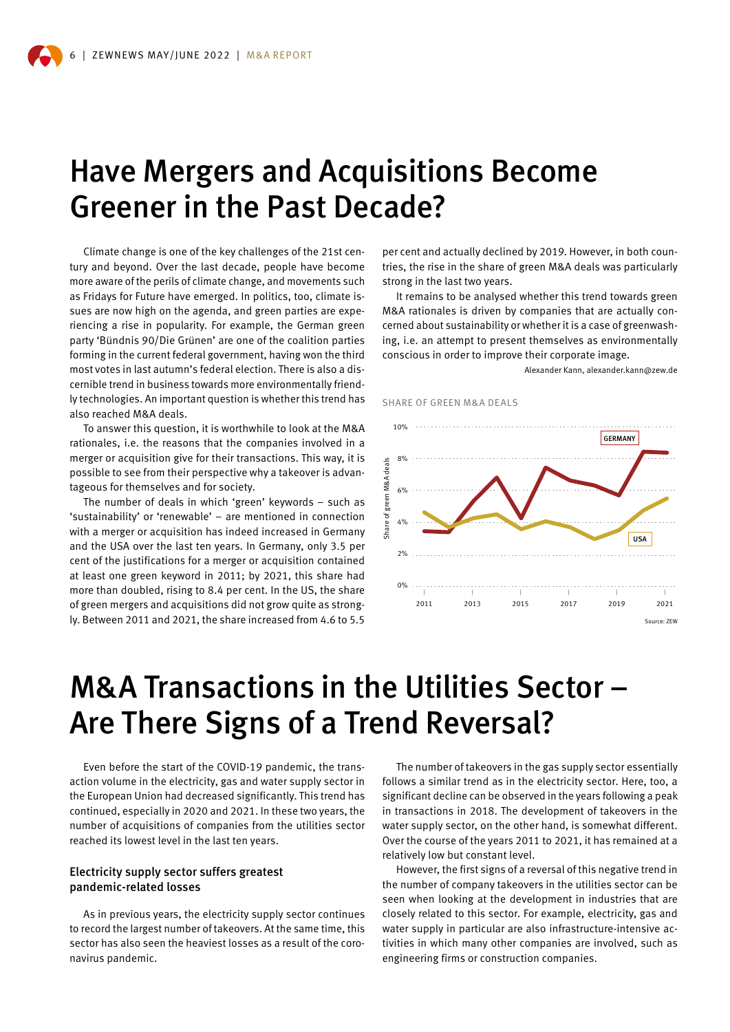# Have Mergers and Acquisitions Become Greener in the Past Decade?

Climate change is one of the key challenges of the 21st century and beyond. Over the last decade, people have become more aware of the perils of climate change, and movements such as Fridays for Future have emerged. In politics, too, climate issues are now high on the agenda, and green parties are experiencing a rise in popularity. For example, the German green party 'Bündnis 90/Die Grünen' are one of the coalition parties forming in the current federal government, having won the third most votes in last autumn's federal election. There is also a discernible trend in business towards more environmentally friendly technologies. An important question is whether this trend has also reached M&A deals.

To answer this question, it is worthwhile to look at the M&A rationales, i.e. the reasons that the companies involved in a merger or acquisition give for their transactions. This way, it is possible to see from their perspective why a takeover is advantageous for themselves and for society.

The number of deals in which 'green' keywords – such as 'sustainability' or 'renewable' – are mentioned in connection with a merger or acquisition has indeed increased in Germany and the USA over the last ten years. In Germany, only 3.5 per cent of the justifications for a merger or acquisition contained at least one green keyword in 2011; by 2021, this share had more than doubled, rising to 8.4 per cent. In the US, the share of green mergers and acquisitions did not grow quite as strongly. Between 2011 and 2021, the share increased from 4.6 to 5.5 per cent and actually declined by 2019. However, in both countries, the rise in the share of green M&A deals was particularly strong in the last two years.

It remains to be analysed whether this trend towards green M&A rationales is driven by companies that are actually concerned about sustainability or whether it is a case of greenwashing, i.e. an attempt to present themselves as environmentally conscious in order to improve their corporate image.

Alexander Kann, alexander.kann@zew.de

SHARE OF GREEN M&A DEALS

Source: ZEW

# M&A Transactions in the Utilities Sector – Are There Signs of a Trend Reversal?

Even before the start of the COVID-19 pandemic, the transaction volume in the electricity, gas and water supply sector in the European Union had decreased significantly. This trend has continued, especially in 2020 and 2021. In these two years, the number of acquisitions of companies from the utilities sector reached its lowest level in the last ten years.

### Electricity supply sector suffers greatest pandemic-related losses

As in previous years, the electricity supply sector continues to record the largest number of takeovers. At the same time, this sector has also seen the heaviest losses as a result of the coronavirus pandemic.

The number of takeovers in the gas supply sector essentially follows a similar trend as in the electricity sector. Here, too, a significant decline can be observed in the years following a peak in transactions in 2018. The development of takeovers in the water supply sector, on the other hand, is somewhat different. Over the course of the years 2011 to 2021, it has remained at a relatively low but constant level.

However, the first signs of a reversal of this negative trend in the number of company takeovers in the utilities sector can be seen when looking at the development in industries that are closely related to this sector. For example, electricity, gas and water supply in particular are also infrastructure-intensive activities in which many other companies are involved, such as engineering firms or construction companies.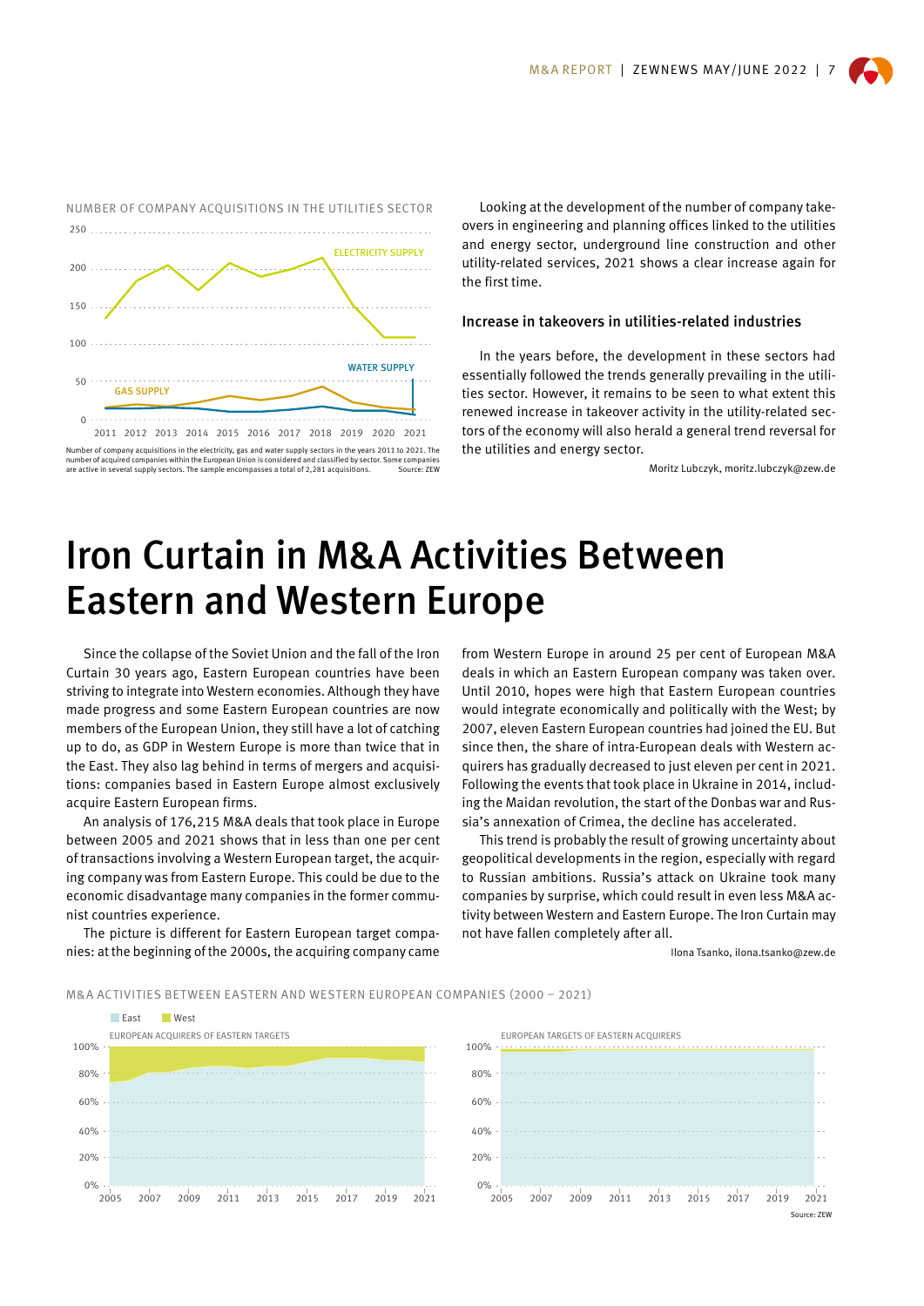NUMBER OF COMPANY ACQUISITIONS IN THE UTILITIES SECTOR

Number of company acquisitions in the electricity, gas and water supply sectors in the years 2011 to 2021. The number of acquired companies within the European Union is considered and classified by sector. Some companies are active in several supply sectors. The sample encompasses a total of 2,281 acquisitions. Source: ZEW

Looking at the development of the number of company takeovers in engineering and planning offices linked to the utilities and energy sector, underground line construction and other utility-related services, 2021 shows a clear increase again for the first time.

### Increase in takeovers in utilities-related industries

In the years before, the development in these sectors had essentially followed the trends generally prevailing in the utilities sector. However, it remains to be seen to what extent this renewed increase in takeover activity in the utility-related sectors of the economy will also herald a general trend reversal for the utilities and energy sector.

Moritz Lubczyk, moritz.lubczyk@zew.de

# Iron Curtain in M&A Activities Between Eastern and Western Europe

Since the collapse of the Soviet Union and the fall of the Iron Curtain 30 years ago, Eastern European countries have been striving to integrate into Western economies. Although they have made progress and some Eastern European countries are now members of the European Union, they still have a lot of catching up to do, as GDP in Western Europe is more than twice that in the East. They also lag behind in terms of mergers and acquisitions: companies based in Eastern Europe almost exclusively acquire Eastern European firms.

An analysis of 176,215 M&A deals that took place in Europe between 2005 and 2021 shows that in less than one per cent of transactions involving a Western European target, the acquiring company was from Eastern Europe. This could be due to the economic disadvantage many companies in the former communist countries experience.

The picture is different for Eastern European target companies: at the beginning of the 2000s, the acquiring company came from Western Europe in around 25 per cent of European M&A deals in which an Eastern European company was taken over. Until 2010, hopes were high that Eastern European countries would integrate economically and politically with the West; by 2007, eleven Eastern European countries had joined the EU. But since then, the share of intra-European deals with Western acquirers has gradually decreased to just eleven per cent in 2021. Following the events that took place in Ukraine in 2014, including the Maidan revolution, the start of the Donbas war and Russia's annexation of Crimea, the decline has accelerated.

This trend is probably the result of growing uncertainty about geopolitical developments in the region, especially with regard to Russian ambitions. Russia's attack on Ukraine took many companies by surprise, which could result in even less M&A activity between Western and Eastern Europe. The Iron Curtain may not have fallen completely after all.

Ilona Tsanko, ilona.tsanko@zew.de

M&A ACTIVITIES BETWEEN EASTERN AND WESTERN EUROPEAN COMPANIES (2000 – 2021)

EUROPEAN ACQUIRERS OF EASTERN TARGETS

EUROPEAN TARGETS OF EASTERN ACQUIRERS

Source: ZEW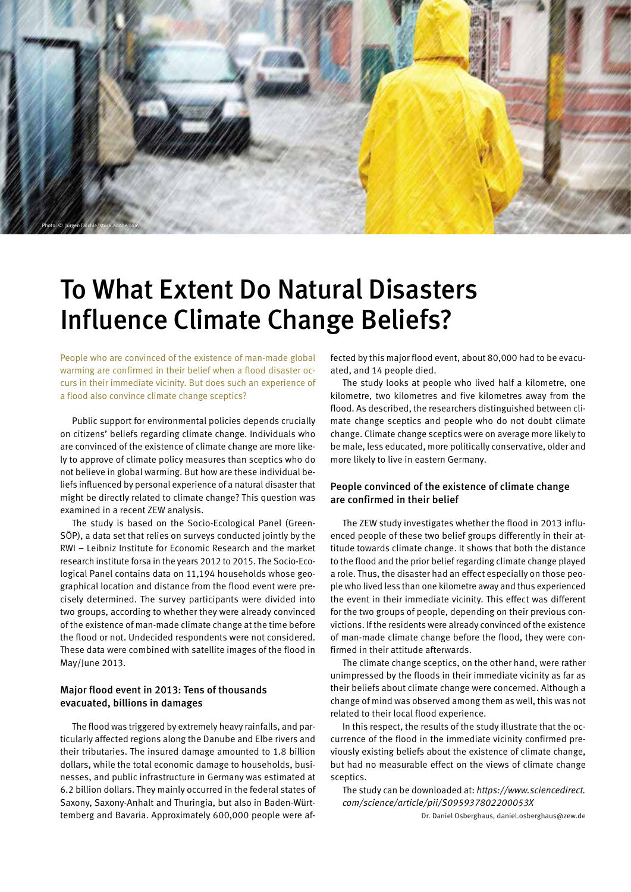# To What Extent Do Natural Disasters Influence Climate Change Beliefs?

People who are convinced of the existence of man-made global warming are confirmed in their belief when a flood disaster occurs in their immediate vicinity. But does such an experience of a flood also convince climate change sceptics?

Public support for environmental policies depends crucially on citizens' beliefs regarding climate change. Individuals who are convinced of the existence of climate change are more likely to approve of climate policy measures than sceptics who do not believe in global warming. But how are these individual beliefs influenced by personal experience of a natural disaster that might be directly related to climate change? This question was examined in a recent ZEW analysis.

The study is based on the Socio-Ecological Panel (Green-SÖP), a data set that relies on surveys conducted jointly by the RWI – Leibniz Institute for Economic Research and the market research institute forsa in the years 2012 to 2015. The Socio-Ecological Panel contains data on 11,194 households whose geographical location and distance from the flood event were precisely determined. The survey participants were divided into two groups, according to whether they were already convinced of the existence of man-made climate change at the time before the flood or not. Undecided respondents were not considered. These data were combined with satellite images of the flood in May/June 2013.

### Major flood event in 2013: Tens of thousands evacuated, billions in damages

The flood was triggered by extremely heavy rainfalls, and particularly affected regions along the Danube and Elbe rivers and their tributaries. The insured damage amounted to 1.8 billion dollars, while the total economic damage to households, businesses, and public infrastructure in Germany was estimated at 6.2 billion dollars. They mainly occurred in the federal states of Saxony, Saxony-Anhalt and Thuringia, but also in Baden-Württemberg and Bavaria. Approximately 600,000 people were affected by this major flood event, about 80,000 had to be evacuated, and 14 people died.

The study looks at people who lived half a kilometre, one kilometre, two kilometres and five kilometres away from the flood. As described, the researchers distinguished between climate change sceptics and people who do not doubt climate change. Climate change sceptics were on average more likely to be male, less educated, more politically conservative, older and more likely to live in eastern Germany.

### People convinced of the existence of climate change are confirmed in their belief

The ZEW study investigates whether the flood in 2013 influenced people of these two belief groups differently in their attitude towards climate change. It shows that both the distance to the flood and the prior belief regarding climate change played a role. Thus, the disaster had an effect especially on those people who lived less than one kilometre away and thus experienced the event in their immediate vicinity. This effect was different for the two groups of people, depending on their previous convictions. If the residents were already convinced of the existence of man-made climate change before the flood, they were confirmed in their attitude afterwards.

The climate change sceptics, on the other hand, were rather unimpressed by the floods in their immediate vicinity as far as their beliefs about climate change were concerned. Although a change of mind was observed among them as well, this was not related to their local flood experience.

In this respect, the results of the study illustrate that the occurrence of the flood in the immediate vicinity confirmed previously existing beliefs about the existence of climate change, but had no measurable effect on the views of climate change sceptics.

The study can be downloaded at: *https://www.sciencedirect.com/science/article/pii/S095937802200053X*

Dr. Daniel Osberghaus, daniel.osberghaus@zew.de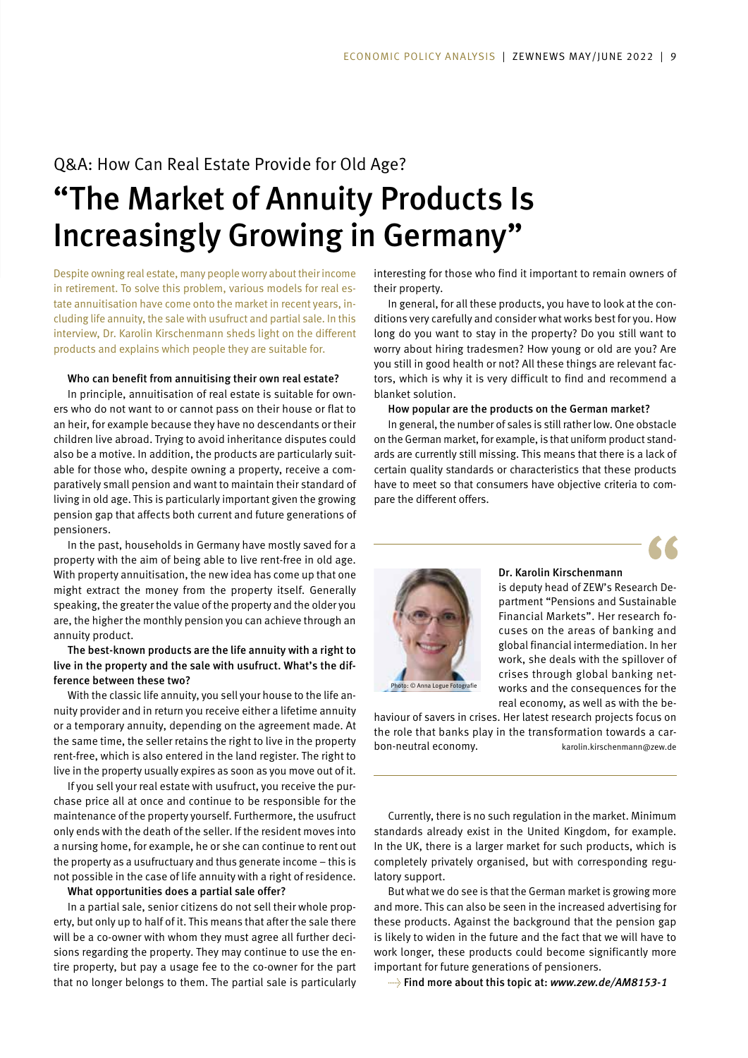Q&A: How Can Real Estate Provide for Old Age?

# "The Market of Annuity Products Is Increasingly Growing in Germany"

Despite owning real estate, many people worry about their income in retirement. To solve this problem, various models for real estate annuitisation have come onto the market in recent years, including life annuity, the sale with usufruct and partial sale. In this interview, Dr. Karolin Kirschenmann sheds light on the different products and explains which people they are suitable for.

**Who can benefit from annuitising their own real estate?**

In principle, annuitisation of real estate is suitable for owners who do not want to or cannot pass on their house or flat to an heir, for example because they have no descendants or their children live abroad. Trying to avoid inheritance disputes could also be a motive. In addition, the products are particularly suitable for those who, despite owning a property, receive a comparatively small pension and want to maintain their standard of living in old age. This is particularly important given the growing pension gap that affects both current and future generations of pensioners.

In the past, households in Germany have mostly saved for a property with the aim of being able to live rent-free in old age. With property annuitisation, the new idea has come up that one might extract the money from the property itself. Generally speaking, the greater the value of the property and the older you are, the higher the monthly pension you can achieve through an annuity product.

**The best-known products are the life annuity with a right to live in the property and the sale with usufruct. What's the difference between these two?**

With the classic life annuity, you sell your house to the life annuity provider and in return you receive either a lifetime annuity or a temporary annuity, depending on the agreement made. At the same time, the seller retains the right to live in the property rent-free, which is also entered in the land register. The right to live in the property usually expires as soon as you move out of it.

If you sell your real estate with usufruct, you receive the purchase price all at once and continue to be responsible for the maintenance of the property yourself. Furthermore, the usufruct only ends with the death of the seller. If the resident moves into a nursing home, for example, he or she can continue to rent out the property as a usufructuary and thus generate income – this is not possible in the case of life annuity with a right of residence.

**What opportunities does a partial sale offer?**

In a partial sale, senior citizens do not sell their whole property, but only up to half of it. This means that after the sale there will be a co-owner with whom they must agree all further decisions regarding the property. They may continue to use the entire property, but pay a usage fee to the co-owner for the part that no longer belongs to them. The partial sale is particularly interesting for those who find it important to remain owners of their property.

In general, for all these products, you have to look at the conditions very carefully and consider what works best for you. How long do you want to stay in the property? Do you still want to worry about hiring tradesmen? How young or old are you? Are you still in good health or not? All these things are relevant factors, which is why it is very difficult to find and recommend a blanket solution.

**How popular are the products on the German market?**

In general, the number of sales is still rather low. One obstacle on the German market, for example, is that uniform product standards are currently still missing. This means that there is a lack of certain quality standards or characteristics that these products have to meet so that consumers have objective criteria to compare the different offers.

Currently, there is no such regulation in the market. Minimum standards already exist in the United Kingdom, for example. In the UK, there is a larger market for such products, which is completely privately organised, but with corresponding regulatory support.

But what we do see is that the German market is growing more and more. This can also be seen in the increased advertising for these products. Against the background that the pension gap is likely to widen in the future and the fact that we will have to work longer, these products could become significantly more important for future generations of pensioners.

Photo: © Anna Logue Fotografie

**Dr. Karolin Kirschenmann** is deputy head of ZEW's Research Department "Pensions and Sustainable Financial Markets". Her research focuses on the areas of banking and global financial intermediation. In her work, she deals with the spillover of crises through global banking networks and the consequences for the real economy, as well as with the behaviour of savers in crises. Her latest research projects focus on the role that banks play in the transformation towards a carbon-neutral economy. karolin.kirschenmann@zew.de

→ **Find more about this topic at:** ***www.zew.de/AM8153-1***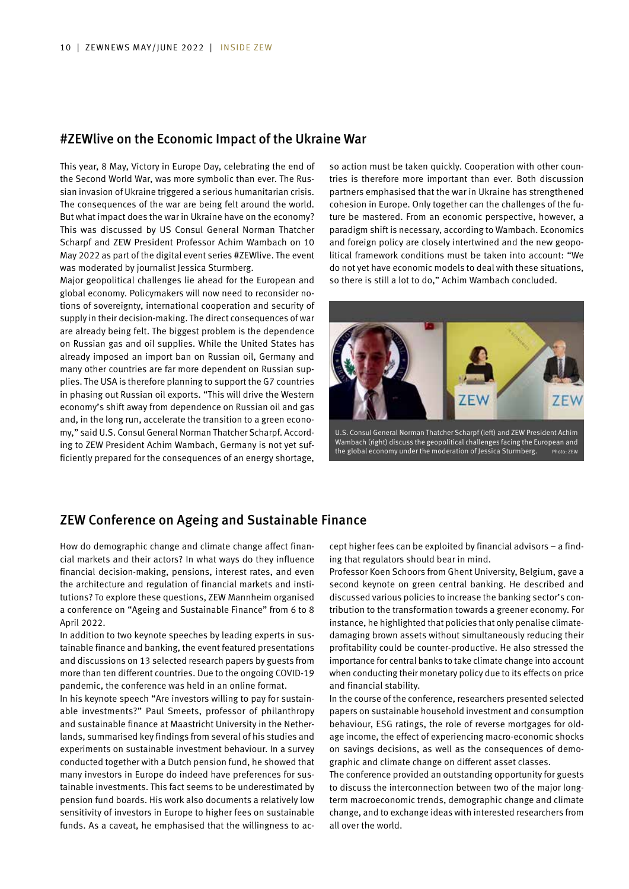## #ZEWlive on the Economic Impact of the Ukraine War

This year, 8 May, Victory in Europe Day, celebrating the end of the Second World War, was more symbolic than ever. The Russian invasion of Ukraine triggered a serious humanitarian crisis. The consequences of the war are being felt around the world. But what impact does the war in Ukraine have on the economy? This was discussed by US Consul General Norman Thatcher Scharpf and ZEW President Professor Achim Wambach on 10 May 2022 as part of the digital event series #ZEWlive. The event was moderated by journalist Jessica Sturmberg.

Major geopolitical challenges lie ahead for the European and global economy. Policymakers will now need to reconsider notions of sovereignty, international cooperation and security of supply in their decision-making. The direct consequences of war are already being felt. The biggest problem is the dependence on Russian gas and oil supplies. While the United States has already imposed an import ban on Russian oil, Germany and many other countries are far more dependent on Russian supplies. The USA is therefore planning to support the G7 countries in phasing out Russian oil exports. "This will drive the Western economy's shift away from dependence on Russian oil and gas and, in the long run, accelerate the transition to a green economy," said U.S. Consul General Norman Thatcher Scharpf. According to ZEW President Achim Wambach, Germany is not yet sufficiently prepared for the consequences of an energy shortage, so action must be taken quickly. Cooperation with other countries is therefore more important than ever. Both discussion partners emphasised that the war in Ukraine has strengthened cohesion in Europe. Only together can the challenges of the future be mastered. From an economic perspective, however, a paradigm shift is necessary, according to Wambach. Economics and foreign policy are closely intertwined and the new geopolitical framework conditions must be taken into account: "We do not yet have economic models to deal with these situations, so there is still a lot to do," Achim Wambach concluded.

U.S. Consul General Norman Thatcher Scharpf (left) and ZEW President Achim Wambach (right) discuss the geopolitical challenges facing the European and the global economy under the moderation of Jessica Sturmberg. Photo: ZEW

## ZEW Conference on Ageing and Sustainable Finance

How do demographic change and climate change affect financial markets and their actors? In what ways do they influence financial decision-making, pensions, interest rates, and even the architecture and regulation of financial markets and institutions? To explore these questions, ZEW Mannheim organised a conference on "Ageing and Sustainable Finance" from 6 to 8 April 2022.

In addition to two keynote speeches by leading experts in sustainable finance and banking, the event featured presentations and discussions on 13 selected research papers by guests from more than ten different countries. Due to the ongoing COVID-19 pandemic, the conference was held in an online format.

In his keynote speech "Are investors willing to pay for sustainable investments?" Paul Smeets, professor of philanthropy and sustainable finance at Maastricht University in the Netherlands, summarised key findings from several of his studies and experiments on sustainable investment behaviour. In a survey conducted together with a Dutch pension fund, he showed that many investors in Europe do indeed have preferences for sustainable investments. This fact seems to be underestimated by pension fund boards. His work also documents a relatively low sensitivity of investors in Europe to higher fees on sustainable funds. As a caveat, he emphasised that the willingness to accept higher fees can be exploited by financial advisors – a finding that regulators should bear in mind.

Professor Koen Schoors from Ghent University, Belgium, gave a second keynote on green central banking. He described and discussed various policies to increase the banking sector's contribution to the transformation towards a greener economy. For instance, he highlighted that policies that only penalise climate-damaging brown assets without simultaneously reducing their profitability could be counter-productive. He also stressed the importance for central banks to take climate change into account when conducting their monetary policy due to its effects on price and financial stability.

In the course of the conference, researchers presented selected papers on sustainable household investment and consumption behaviour, ESG ratings, the role of reverse mortgages for old-age income, the effect of experiencing macro-economic shocks on savings decisions, as well as the consequences of demographic and climate change on different asset classes.

The conference provided an outstanding opportunity for guests to discuss the interconnection between two of the major long-term macroeconomic trends, demographic change and climate change, and to exchange ideas with interested researchers from all over the world.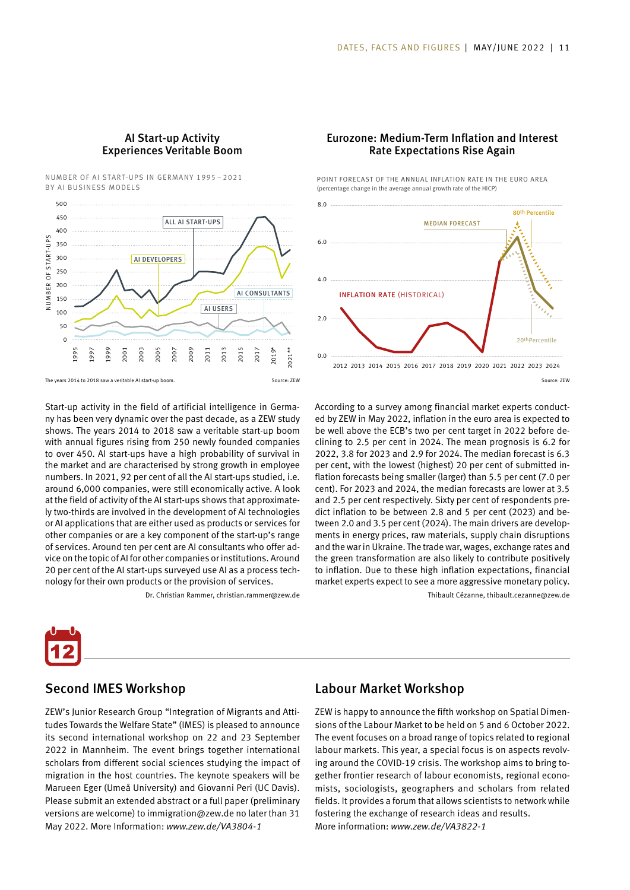## AI Start-up Activity Experiences Veritable Boom

NUMBER OF AI START-UPS IN GERMANY 1995 – 2021 BY AI BUSINESS MODELS

The years 2014 to 2018 saw a veritable AI start-up boom.

Source: ZEW

Start-up activity in the field of artificial intelligence in Germany has been very dynamic over the past decade, as a ZEW study shows. The years 2014 to 2018 saw a veritable start-up boom with annual figures rising from 250 newly founded companies to over 450. AI start-ups have a high probability of survival in the market and are characterised by strong growth in employee numbers. In 2021, 92 per cent of all the AI start-ups studied, i.e. around 6,000 companies, were still economically active. A look at the field of activity of the AI start-ups shows that approximately two-thirds are involved in the development of AI technologies or AI applications that are either used as products or services for other companies or are a key component of the start-up's range of services. Around ten per cent are AI consultants who offer advice on the topic of AI for other companies or institutions. Around 20 per cent of the AI start-ups surveyed use AI as a process technology for their own products or the provision of services.

Dr. Christian Rammer, christian.rammer@zew.de

## Eurozone: Medium-Term Inflation and Interest Rate Expectations Rise Again

POINT FORECAST OF THE ANNUAL INFLATION RATE IN THE EURO AREA (percentage change in the average annual growth rate of the HICP)

Source: ZEW

According to a survey among financial market experts conducted by ZEW in May 2022, inflation in the euro area is expected to be well above the ECB's two per cent target in 2022 before declining to 2.5 per cent in 2024. The mean prognosis is 6.2 for 2022, 3.8 for 2023 and 2.9 for 2024. The median forecast is 6.3 per cent, with the lowest (highest) 20 per cent of submitted inflation forecasts being smaller (larger) than 5.5 per cent (7.0 per cent). For 2023 and 2024, the median forecasts are lower at 3.5 and 2.5 per cent respectively. Sixty per cent of respondents predict inflation to be between 2.8 and 5 per cent (2023) and between 2.0 and 3.5 per cent (2024). The main drivers are developments in energy prices, raw materials, supply chain disruptions and the war in Ukraine. The trade war, wages, exchange rates and the green transformation are also likely to contribute positively to inflation. Due to these high inflation expectations, financial market experts expect to see a more aggressive monetary policy.

Thibault Cézanne, thibault.cezanne@zew.de

## Second IMES Workshop

ZEW's Junior Research Group "Integration of Migrants and Attitudes Towards the Welfare State" (IMES) is pleased to announce its second international workshop on 22 and 23 September 2022 in Mannheim. The event brings together international scholars from different social sciences studying the impact of migration in the host countries. The keynote speakers will be Marueen Eger (Umeå University) and Giovanni Peri (UC Davis). Please submit an extended abstract or a full paper (preliminary versions are welcome) to immigration@zew.de no later than 31 May 2022. More Information: *www.zew.de/VA3804-1*

## Labour Market Workshop

ZEW is happy to announce the fifth workshop on Spatial Dimensions of the Labour Market to be held on 5 and 6 October 2022. The event focuses on a broad range of topics related to regional labour markets. This year, a special focus is on aspects revolving around the COVID-19 crisis. The workshop aims to bring together frontier research of labour economists, regional economists, sociologists, geographers and scholars from related fields. It provides a forum that allows scientists to network while fostering the exchange of research ideas and results.
More information: *www.zew.de/VA3822-1*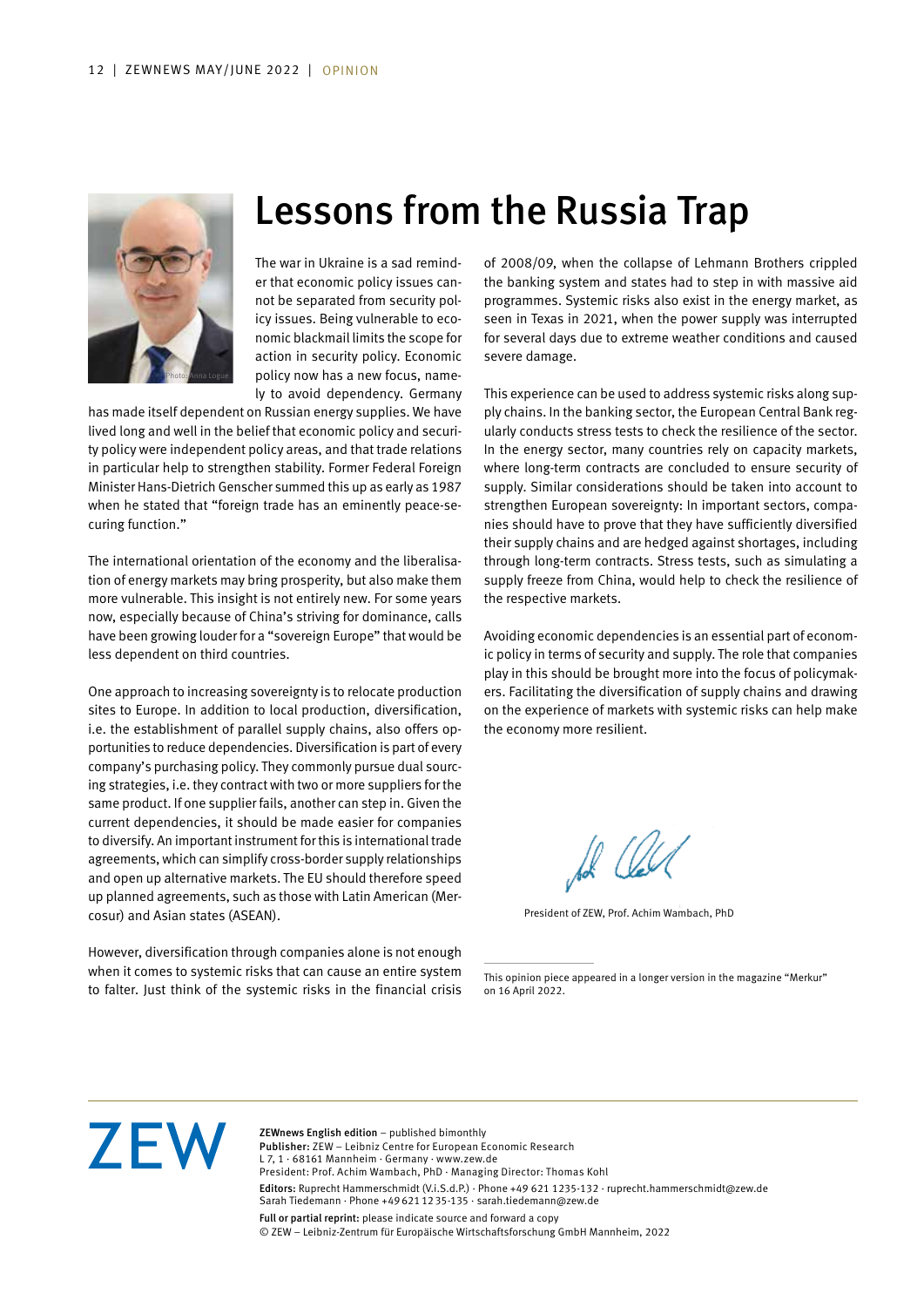# Lessons from the Russia Trap

Photo: Anna Logue

The war in Ukraine is a sad reminder that economic policy issues cannot be separated from security policy issues. Being vulnerable to economic blackmail limits the scope for action in security policy. Economic policy now has a new focus, namely to avoid dependency. Germany has made itself dependent on Russian energy supplies. We have lived long and well in the belief that economic policy and security policy were independent policy areas, and that trade relations in particular help to strengthen stability. Former Federal Foreign Minister Hans-Dietrich Genscher summed this up as early as 1987 when he stated that "foreign trade has an eminently peace-securing function."

The international orientation of the economy and the liberalisation of energy markets may bring prosperity, but also make them more vulnerable. This insight is not entirely new. For some years now, especially because of China's striving for dominance, calls have been growing louder for a "sovereign Europe" that would be less dependent on third countries.

One approach to increasing sovereignty is to relocate production sites to Europe. In addition to local production, diversification, i.e. the establishment of parallel supply chains, also offers opportunities to reduce dependencies. Diversification is part of every company's purchasing policy. They commonly pursue dual sourcing strategies, i.e. they contract with two or more suppliers for the same product. If one supplier fails, another can step in. Given the current dependencies, it should be made easier for companies to diversify. An important instrument for this is international trade agreements, which can simplify cross-border supply relationships and open up alternative markets. The EU should therefore speed up planned agreements, such as those with Latin American (Mercosur) and Asian states (ASEAN).

However, diversification through companies alone is not enough when it comes to systemic risks that can cause an entire system to falter. Just think of the systemic risks in the financial crisis of 2008/09, when the collapse of Lehmann Brothers crippled the banking system and states had to step in with massive aid programmes. Systemic risks also exist in the energy market, as seen in Texas in 2021, when the power supply was interrupted for several days due to extreme weather conditions and caused severe damage.

This experience can be used to address systemic risks along supply chains. In the banking sector, the European Central Bank regularly conducts stress tests to check the resilience of the sector. In the energy sector, many countries rely on capacity markets, where long-term contracts are concluded to ensure security of supply. Similar considerations should be taken into account to strengthen European sovereignty: In important sectors, companies should have to prove that they have sufficiently diversified their supply chains and are hedged against shortages, including through long-term contracts. Stress tests, such as simulating a supply freeze from China, would help to check the resilience of the respective markets.

Avoiding economic dependencies is an essential part of economic policy in terms of security and supply. The role that companies play in this should be brought more into the focus of policymakers. Facilitating the diversification of supply chains and drawing on the experience of markets with systemic risks can help make the economy more resilient.

President of ZEW, Prof. Achim Wambach, PhD

---

This opinion piece appeared in a longer version in the magazine "Merkur" on 16 April 2022.

---

ZEW

**ZEWnews English edition** – published bimonthly
**Publisher:** ZEW – Leibniz Centre for European Economic Research
L 7, 1 · 68161 Mannheim · Germany · www.zew.de
President: Prof. Achim Wambach, PhD · Managing Director: Thomas Kohl

**Editors:** Ruprecht Hammerschmidt (V.i.S.d.P.) · Phone +49 621 1235-132 · ruprecht.hammerschmidt@zew.de
Sarah Tiedemann · Phone +49 621 12 35-135 · sarah.tiedemann@zew.de

**Full or partial reprint:** please indicate source and forward a copy
© ZEW – Leibniz-Zentrum für Europäische Wirtschaftsforschung GmbH Mannheim, 2022